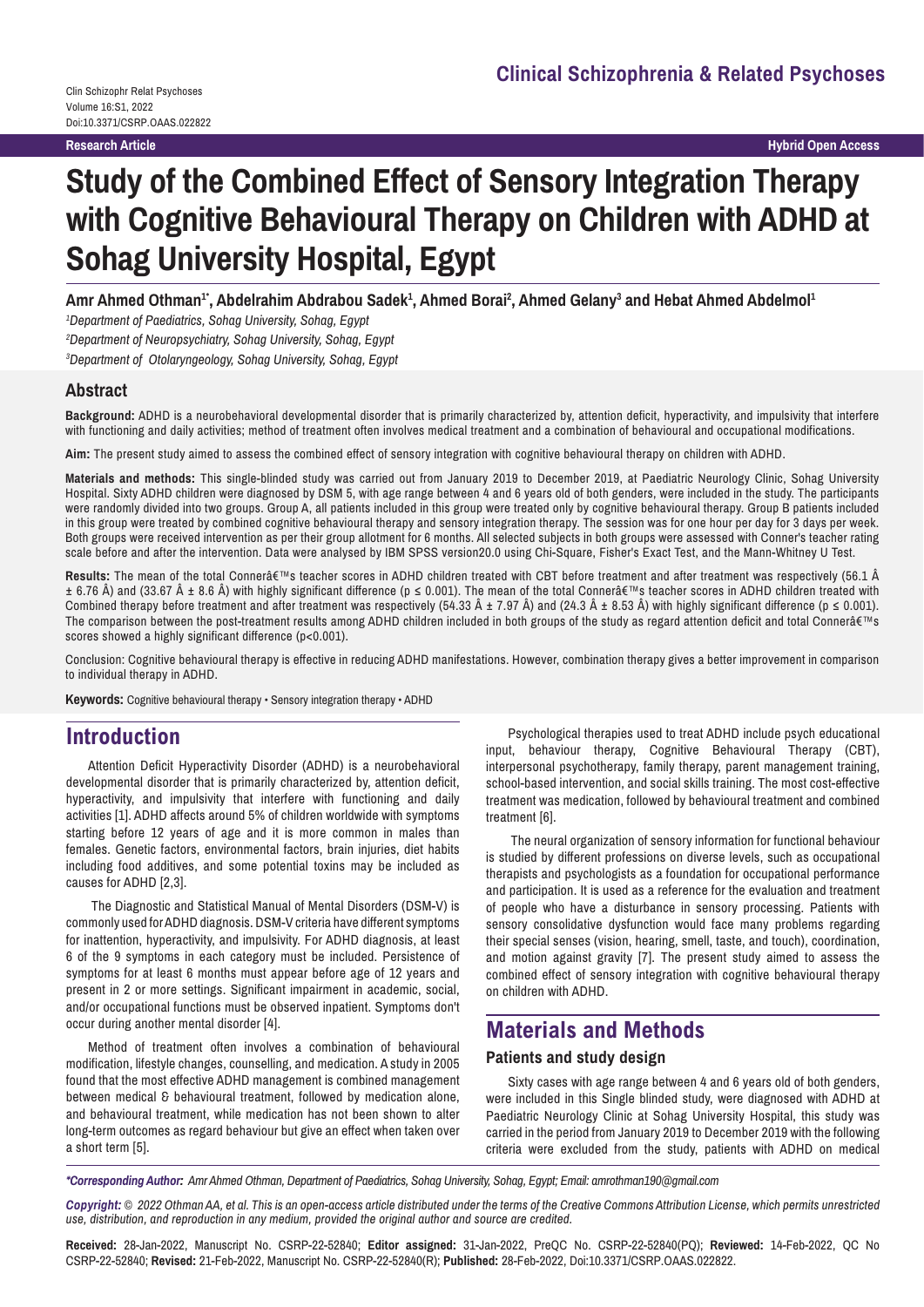**Research Article** | **Hybrid Open Access**

# Study of the Combined Effect of Sensory Integration Therapy with Cognitive Behavioural Therapy on Children with ADHD at Sohag University Hospital, Egypt

**Amr Ahmed Othman[1*], Abdelrahim Abdrabou Sadek[1], Ahmed Borai[2], Ahmed Gelany[3] and Hebat Ahmed Abdelmol[1]**

*[1]Department of Paediatrics, Sohag University, Sohag, Egypt*

*[2]Department of Neuropsychiatry, Sohag University, Sohag, Egypt*

*[3]Department of Otolaryngeology, Sohag University, Sohag, Egypt*

## Abstract

**Background:** ADHD is a neurobehavioral developmental disorder that is primarily characterized by, attention deficit, hyperactivity, and impulsivity that interfere with functioning and daily activities; method of treatment often involves medical treatment and a combination of behavioural and occupational modifications.

**Aim:** The present study aimed to assess the combined effect of sensory integration with cognitive behavioural therapy on children with ADHD.

**Materials and methods:** This single-blinded study was carried out from January 2019 to December 2019, at Paediatric Neurology Clinic, Sohag University Hospital. Sixty ADHD children were diagnosed by DSM 5, with age range between 4 and 6 years old of both genders, were included in the study. The participants were randomly divided into two groups. Group A, all patients included in this group were treated only by cognitive behavioural therapy. Group B patients included in this group were treated by combined cognitive behavioural therapy and sensory integration therapy. The session was for one hour per day for 3 days per week. Both groups were received intervention as per their group allotment for 6 months. All selected subjects in both groups were assessed with Conner's teacher rating scale before and after the intervention. Data were analysed by IBM SPSS version20.0 using Chi-Square, Fisher's Exact Test, and the Mann-Whitney U Test.

**Results:** The mean of the total Connerâ€™s teacher scores in ADHD children treated with CBT before treatment and after treatment was respectively (56.1 Â ± 6.76 Â) and (33.67 Â ± 8.6 Â) with highly significant difference ($p \leq 0.001$). The mean of the total Connerâ€™s teacher scores in ADHD children treated with Combined therapy before treatment and after treatment was respectively (54.33 Â ± 7.97 Â) and (24.3 Â ± 8.53 Â) with highly significant difference ($p \leq 0.001$). The comparison between the post-treatment results among ADHD children included in both groups of the study as regard attention deficit and total Connerâ€™s scores showed a highly significant difference ($p<0.001$).

Conclusion: Cognitive behavioural therapy is effective in reducing ADHD manifestations. However, combination therapy gives a better improvement in comparison to individual therapy in ADHD.

**Keywords:** Cognitive behavioural therapy • Sensory integration therapy • ADHD

## Introduction

Attention Deficit Hyperactivity Disorder (ADHD) is a neurobehavioral developmental disorder that is primarily characterized by, attention deficit, hyperactivity, and impulsivity that interfere with functioning and daily activities [1]. ADHD affects around 5% of children worldwide with symptoms starting before 12 years of age and it is more common in males than females. Genetic factors, environmental factors, brain injuries, diet habits including food additives, and some potential toxins may be included as causes for ADHD [2,3].

The Diagnostic and Statistical Manual of Mental Disorders (DSM-V) is commonly used for ADHD diagnosis. DSM-V criteria have different symptoms for inattention, hyperactivity, and impulsivity. For ADHD diagnosis, at least 6 of the 9 symptoms in each category must be included. Persistence of symptoms for at least 6 months must appear before age of 12 years and present in 2 or more settings. Significant impairment in academic, social, and/or occupational functions must be observed inpatient. Symptoms don't occur during another mental disorder [4].

Method of treatment often involves a combination of behavioural modification, lifestyle changes, counselling, and medication. A study in 2005 found that the most effective ADHD management is combined management between medical & behavioural treatment, followed by medication alone, and behavioural treatment, while medication has not been shown to alter long-term outcomes as regard behaviour but give an effect when taken over a short term [5].

Psychological therapies used to treat ADHD include psych educational input, behaviour therapy, Cognitive Behavioural Therapy (CBT), interpersonal psychotherapy, family therapy, parent management training, school-based intervention, and social skills training. The most cost-effective treatment was medication, followed by behavioural treatment and combined treatment [6].

The neural organization of sensory information for functional behaviour is studied by different professions on diverse levels, such as occupational therapists and psychologists as a foundation for occupational performance and participation. It is used as a reference for the evaluation and treatment of people who have a disturbance in sensory processing. Patients with sensory consolidative dysfunction would face many problems regarding their special senses (vision, hearing, smell, taste, and touch), coordination, and motion against gravity [7]. The present study aimed to assess the combined effect of sensory integration with cognitive behavioural therapy on children with ADHD.

## Materials and Methods

### Patients and study design

Sixty cases with age range between 4 and 6 years old of both genders, were included in this Single blinded study, were diagnosed with ADHD at Paediatric Neurology Clinic at Sohag University Hospital, this study was carried in the period from January 2019 to December 2019 with the following criteria were excluded from the study, patients with ADHD on medical

*\*Corresponding Author: Amr Ahmed Othman, Department of Paediatrics, Sohag University, Sohag, Egypt; Email: amrothman190@gmail.com*

***Copyright:*** *© 2022 Othman AA, et al. This is an open-access article distributed under the terms of the Creative Commons Attribution License, which permits unrestricted use, distribution, and reproduction in any medium, provided the original author and source are credited.*

**Received:** 28-Jan-2022, Manuscript No. CSRP-22-52840; **Editor assigned:** 31-Jan-2022, PreQC No. CSRP-22-52840(PQ); **Reviewed:** 14-Feb-2022, QC No CSRP-22-52840; **Revised:** 21-Feb-2022, Manuscript No. CSRP-22-52840(R); **Published:** 28-Feb-2022, Doi:10.3371/CSRP.OAAS.022822.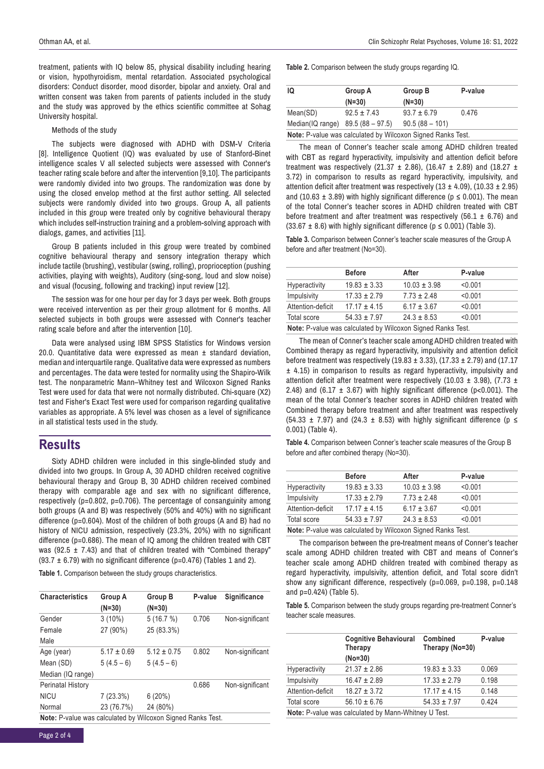treatment, patients with IQ below 85, physical disability including hearing or vision, hypothyroidism, mental retardation. Associated psychological disorders: Conduct disorder, mood disorder, bipolar and anxiety. Oral and written consent was taken from parents of patients included in the study and the study was approved by the ethics scientific committee at Sohag University hospital.

Methods of the study

The subjects were diagnosed with ADHD with DSM-V Criteria [8]. Intelligence Quotient (IQ) was evaluated by use of Stanford-Binet intelligence scales V all selected subjects were assessed with Conner's teacher rating scale before and after the intervention [9,10]. The participants were randomly divided into two groups. The randomization was done by using the closed envelop method at the first author setting. All selected subjects were randomly divided into two groups. Group A, all patients included in this group were treated only by cognitive behavioural therapy which includes self-instruction training and a problem-solving approach with dialogs, games, and activities [11].

Group B patients included in this group were treated by combined cognitive behavioural therapy and sensory integration therapy which include tactile (brushing), vestibular (swing, rolling), proprioception (pushing activities, playing with weights), Auditory (sing-song, loud and slow noise) and visual (focusing, following and tracking) input review [12].

The session was for one hour per day for 3 days per week. Both groups were received intervention as per their group allotment for 6 months. All selected subjects in both groups were assessed with Conner's teacher rating scale before and after the intervention [10].

Data were analysed using IBM SPSS Statistics for Windows version 20.0. Quantitative data were expressed as mean ± standard deviation, median and interquartile range. Qualitative data were expressed as numbers and percentages. The data were tested for normality using the Shapiro-Wilk test. The nonparametric Mann–Whitney test and Wilcoxon Signed Ranks Test were used for data that were not normally distributed. Chi-square ($X^2$) test and Fisher's Exact Test were used for comparison regarding qualitative variables as appropriate. A 5% level was chosen as a level of significance in all statistical tests used in the study.

## Results

Sixty ADHD children were included in this single-blinded study and divided into two groups. In Group A, 30 ADHD children received cognitive behavioural therapy and Group B, 30 ADHD children received combined therapy with comparable age and sex with no significant difference, respectively (p=0.802, p=0.706). The percentage of consanguinity among both groups (A and B) was respectively (50% and 40%) with no significant difference (p=0.604). Most of the children of both groups (A and B) had no history of NICU admission, respectively (23.3%, 20%) with no significant difference (p=0.686). The mean of IQ among the children treated with CBT was (92.5 ± 7.43) and that of children treated with "Combined therapy" (93.7 ± 6.79) with no significant difference (p=0.476) (Tables 1 and 2).

**Table 1.** Comparison between the study groups characteristics.

| Characteristics | Group A (N=30) | Group B (N=30) | P-value | Significance |
|---|---|---|---|---|
| Gender | 3 (10%) | 5 (16.7 %) | 0.706 | Non-significant |
| Female | 27 (90%) | 25 (83.3%) | | |
| Male | | | | |
| Age (year) | 5.17 ± 0.69 | 5.12 ± 0.75 | 0.802 | Non-significant |
| Mean (SD) | 5 (4.5 – 6) | 5 (4.5 – 6) | | |
| Median (IQ range) | | | | |
| Perinatal History | | | 0.686 | Non-significant |
| NICU | 7 (23.3%) | 6 (20%) | | |
| Normal | 23 (76.7%) | 24 (80%) | | |

**Note:** P-value was calculated by Wilcoxon Signed Ranks Test.

**Table 2.** Comparison between the study groups regarding IQ.

| IQ | Group A (N=30) | Group B (N=30) | P-value |
|---|---|---|---|
| Mean(SD) | 92.5 ± 7.43 | 93.7 ± 6.79 | 0.476 |
| Median(IQ range) | 89.5 (88 – 97.5) | 90.5 (88 – 101) | |

**Note:** P-value was calculated by Wilcoxon Signed Ranks Test.

The mean of Conner's teacher scale among ADHD children treated with CBT as regard hyperactivity, impulsivity and attention deficit before treatment was respectively (21.37 ± 2.86), (16.47 ± 2.89) and (18.27 ± 3.72) in comparison to results as regard hyperactivity, impulsivity, and attention deficit after treatment was respectively (13 ± 4.09), (10.33 ± 2.95) and (10.63 ± 3.89) with highly significant difference (p ≤ 0.001). The mean of the total Conner's teacher scores in ADHD children treated with CBT before treatment and after treatment was respectively (56.1 ± 6.76) and (33.67 ± 8.6) with highly significant difference (p ≤ 0.001) (Table 3).

**Table 3.** Comparison between Conner's teacher scale measures of the Group A before and after treatment (No=30).

| | Before | After | P-value |
|---|---|---|---|
| Hyperactivity | 19.83 ± 3.33 | 10.03 ± 3.98 | <0.001 |
| Impulsivity | 17.33 ± 2.79 | 7.73 ± 2.48 | <0.001 |
| Attention-deficit | 17.17 ± 4.15 | 6.17 ± 3.67 | <0.001 |
| Total score | 54.33 ± 7.97 | 24.3 ± 8.53 | <0.001 |

**Note:** P-value was calculated by Wilcoxon Signed Ranks Test.

The mean of Conner's teacher scale among ADHD children treated with Combined therapy as regard hyperactivity, impulsivity and attention deficit before treatment was respectively (19.83 ± 3.33), (17.33 ± 2.79) and (17.17 ± 4.15) in comparison to results as regard hyperactivity, impulsivity and attention deficit after treatment were respectively (10.03 ± 3.98), (7.73 ± 2.48) and (6.17 ± 3.67) with highly significant difference (p<0.001). The mean of the total Conner's teacher scores in ADHD children treated with Combined therapy before treatment and after treatment was respectively (54.33 ± 7.97) and (24.3 ± 8.53) with highly significant difference (p ≤ 0.001) (Table 4).

**Table 4.** Comparison between Conner's teacher scale measures of the Group B before and after combined therapy (No=30).

| | Before | After | P-value |
|---|---|---|---|
| Hyperactivity | 19.83 ± 3.33 | 10.03 ± 3.98 | <0.001 |
| Impulsivity | 17.33 ± 2.79 | 7.73 ± 2.48 | <0.001 |
| Attention-deficit | 17.17 ± 4.15 | 6.17 ± 3.67 | <0.001 |
| Total score | 54.33 ± 7.97 | 24.3 ± 8.53 | <0.001 |

**Note:** P-value was calculated by Wilcoxon Signed Ranks Test.

The comparison between the pre-treatment means of Conner's teacher scale among ADHD children treated with CBT and means of Conner's teacher scale among ADHD children treated with combined therapy as regard hyperactivity, impulsivity, attention deficit, and Total score didn't show any significant difference, respectively (p=0.069, p=0.198, p=0.148 and p=0.424) (Table 5).

**Table 5.** Comparison between the study groups regarding pre-treatment Conner's teacher scale measures.

| | Cognitive Behavioural Therapy (No=30) | Combined Therapy (No=30) | P-value |
|---|---|---|---|
| Hyperactivity | 21.37 ± 2.86 | 19.83 ± 3.33 | 0.069 |
| Impulsivity | 16.47 ± 2.89 | 17.33 ± 2.79 | 0.198 |
| Attention-deficit | 18.27 ± 3.72 | 17.17 ± 4.15 | 0.148 |
| Total score | 56.10 ± 6.76 | 54.33 ± 7.97 | 0.424 |

**Note:** P-value was calculated by Mann-Whitney U Test.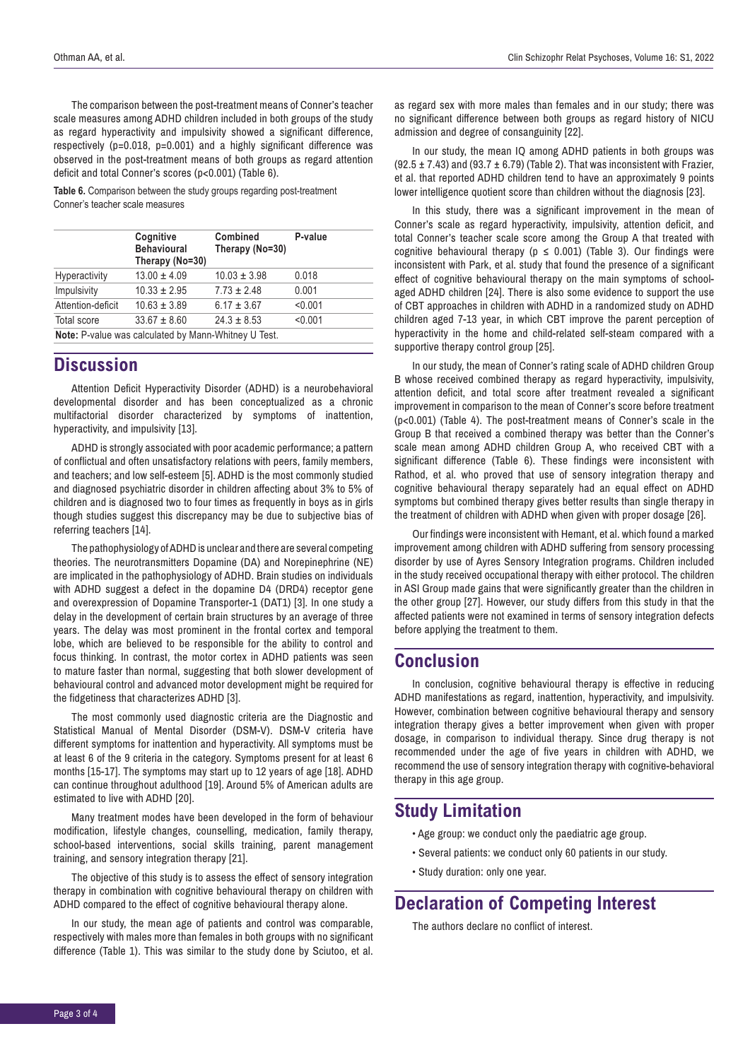The comparison between the post-treatment means of Conner's teacher scale measures among ADHD children included in both groups of the study as regard hyperactivity and impulsivity showed a significant difference, respectively (p=0.018, p=0.001) and a highly significant difference was observed in the post-treatment means of both groups as regard attention deficit and total Conner's scores (p<0.001) (Table 6).

**Table 6.** Comparison between the study groups regarding post-treatment Conner's teacher scale measures

| | Cognitive Behavioural Therapy (No=30) | Combined Therapy (No=30) | P-value |
|---|---|---|---|
| Hyperactivity | 13.00 ± 4.09 | 10.03 ± 3.98 | 0.018 |
| Impulsivity | 10.33 ± 2.95 | 7.73 ± 2.48 | 0.001 |
| Attention-deficit | 10.63 ± 3.89 | 6.17 ± 3.67 | <0.001 |
| Total score | 33.67 ± 8.60 | 24.3 ± 8.53 | <0.001 |

**Note:** P-value was calculated by Mann-Whitney U Test.

## Discussion

Attention Deficit Hyperactivity Disorder (ADHD) is a neurobehavioral developmental disorder and has been conceptualized as a chronic multifactorial disorder characterized by symptoms of inattention, hyperactivity, and impulsivity [13].

ADHD is strongly associated with poor academic performance; a pattern of conflictual and often unsatisfactory relations with peers, family members, and teachers; and low self-esteem [5]. ADHD is the most commonly studied and diagnosed psychiatric disorder in children affecting about 3% to 5% of children and is diagnosed two to four times as frequently in boys as in girls though studies suggest this discrepancy may be due to subjective bias of referring teachers [14].

The pathophysiology of ADHD is unclear and there are several competing theories. The neurotransmitters Dopamine (DA) and Norepinephrine (NE) are implicated in the pathophysiology of ADHD. Brain studies on individuals with ADHD suggest a defect in the dopamine D4 (DRD4) receptor gene and overexpression of Dopamine Transporter-1 (DAT1) [3]. In one study a delay in the development of certain brain structures by an average of three years. The delay was most prominent in the frontal cortex and temporal lobe, which are believed to be responsible for the ability to control and focus thinking. In contrast, the motor cortex in ADHD patients was seen to mature faster than normal, suggesting that both slower development of behavioural control and advanced motor development might be required for the fidgetiness that characterizes ADHD [3].

The most commonly used diagnostic criteria are the Diagnostic and Statistical Manual of Mental Disorder (DSM-V). DSM-V criteria have different symptoms for inattention and hyperactivity. All symptoms must be at least 6 of the 9 criteria in the category. Symptoms present for at least 6 months [15-17]. The symptoms may start up to 12 years of age [18]. ADHD can continue throughout adulthood [19]. Around 5% of American adults are estimated to live with ADHD [20].

Many treatment modes have been developed in the form of behaviour modification, lifestyle changes, counselling, medication, family therapy, school-based interventions, social skills training, parent management training, and sensory integration therapy [21].

The objective of this study is to assess the effect of sensory integration therapy in combination with cognitive behavioural therapy on children with ADHD compared to the effect of cognitive behavioural therapy alone.

In our study, the mean age of patients and control was comparable, respectively with males more than females in both groups with no significant difference (Table 1). This was similar to the study done by Sciutoo, et al. as regard sex with more males than females and in our study; there was no significant difference between both groups as regard history of NICU admission and degree of consanguinity [22].

In our study, the mean IQ among ADHD patients in both groups was (92.5 ± 7.43) and (93.7 ± 6.79) (Table 2). That was inconsistent with Frazier, et al. that reported ADHD children tend to have an approximately 9 points lower intelligence quotient score than children without the diagnosis [23].

In this study, there was a significant improvement in the mean of Conner's scale as regard hyperactivity, impulsivity, attention deficit, and total Conner's teacher scale score among the Group A that treated with cognitive behavioural therapy ($p \leq 0.001$) (Table 3). Our findings were inconsistent with Park, et al. study that found the presence of a significant effect of cognitive behavioural therapy on the main symptoms of school-aged ADHD children [24]. There is also some evidence to support the use of CBT approaches in children with ADHD in a randomized study on ADHD children aged 7-13 year, in which CBT improve the parent perception of hyperactivity in the home and child-related self-steam compared with a supportive therapy control group [25].

In our study, the mean of Conner's rating scale of ADHD children Group B whose received combined therapy as regard hyperactivity, impulsivity, attention deficit, and total score after treatment revealed a significant improvement in comparison to the mean of Conner's score before treatment (p<0.001) (Table 4). The post-treatment means of Conner's scale in the Group B that received a combined therapy was better than the Conner's scale mean among ADHD children Group A, who received CBT with a significant difference (Table 6). These findings were inconsistent with Rathod, et al. who proved that use of sensory integration therapy and cognitive behavioural therapy separately had an equal effect on ADHD symptoms but combined therapy gives better results than single therapy in the treatment of children with ADHD when given with proper dosage [26].

Our findings were inconsistent with Hemant, et al. which found a marked improvement among children with ADHD suffering from sensory processing disorder by use of Ayres Sensory Integration programs. Children included in the study received occupational therapy with either protocol. The children in ASI Group made gains that were significantly greater than the children in the other group [27]. However, our study differs from this study in that the affected patients were not examined in terms of sensory integration defects before applying the treatment to them.

## Conclusion

In conclusion, cognitive behavioural therapy is effective in reducing ADHD manifestations as regard, inattention, hyperactivity, and impulsivity. However, combination between cognitive behavioural therapy and sensory integration therapy gives a better improvement when given with proper dosage, in comparison to individual therapy. Since drug therapy is not recommended under the age of five years in children with ADHD, we recommend the use of sensory integration therapy with cognitive-behavioral therapy in this age group.

## Study Limitation

- Age group: we conduct only the paediatric age group.
- Several patients: we conduct only 60 patients in our study.
- Study duration: only one year.

## Declaration of Competing Interest

The authors declare no conflict of interest.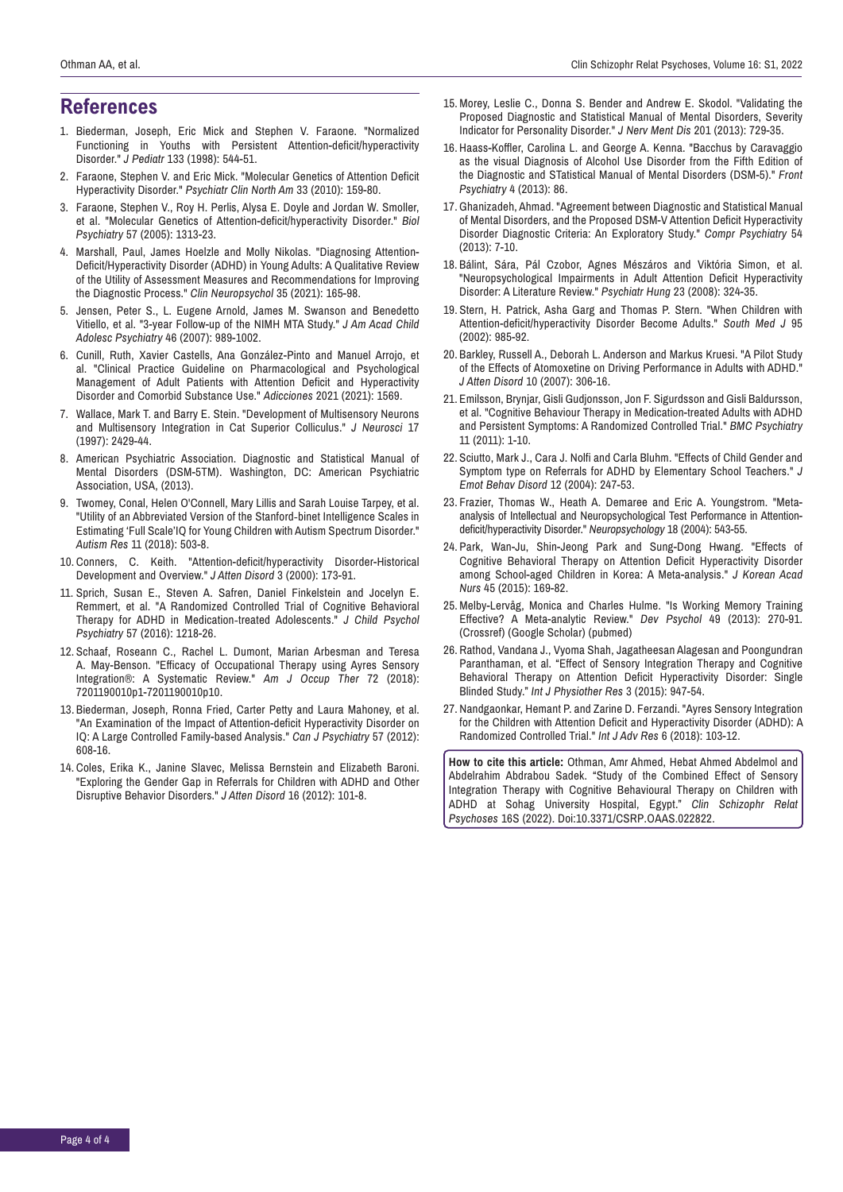## References

1. Biederman, Joseph, Eric Mick and Stephen V. Faraone. "Normalized Functioning in Youths with Persistent Attention-deficit/hyperactivity Disorder." *J Pediatr* 133 (1998): 544-51.
2. Faraone, Stephen V. and Eric Mick. "Molecular Genetics of Attention Deficit Hyperactivity Disorder." *Psychiatr Clin North Am* 33 (2010): 159-80.
3. Faraone, Stephen V., Roy H. Perlis, Alysa E. Doyle and Jordan W. Smoller, et al. "Molecular Genetics of Attention-deficit/hyperactivity Disorder." *Biol Psychiatry* 57 (2005): 1313-23.
4. Marshall, Paul, James Hoelzle and Molly Nikolas. "Diagnosing Attention-Deficit/Hyperactivity Disorder (ADHD) in Young Adults: A Qualitative Review of the Utility of Assessment Measures and Recommendations for Improving the Diagnostic Process." *Clin Neuropsychol* 35 (2021): 165-98.
5. Jensen, Peter S., L. Eugene Arnold, James M. Swanson and Benedetto Vitiello, et al. "3-year Follow-up of the NIMH MTA Study." *J Am Acad Child Adolesc Psychiatry* 46 (2007): 989-1002.
6. Cunill, Ruth, Xavier Castells, Ana González-Pinto and Manuel Arrojo, et al. "Clinical Practice Guideline on Pharmacological and Psychological Management of Adult Patients with Attention Deficit and Hyperactivity Disorder and Comorbid Substance Use." *Adicciones* 2021 (2021): 1569.
7. Wallace, Mark T. and Barry E. Stein. "Development of Multisensory Neurons and Multisensory Integration in Cat Superior Colliculus." *J Neurosci* 17 (1997): 2429-44.
8. American Psychiatric Association. Diagnostic and Statistical Manual of Mental Disorders (DSM-5TM). Washington, DC: American Psychiatric Association, USA, (2013).
9. Twomey, Conal, Helen O'Connell, Mary Lillis and Sarah Louise Tarpey, et al. "Utility of an Abbreviated Version of the Stanford-binet Intelligence Scales in Estimating 'Full Scale'IQ for Young Children with Autism Spectrum Disorder." *Autism Res* 11 (2018): 503-8.
10. Conners, C. Keith. "Attention-deficit/hyperactivity Disorder-Historical Development and Overview." *J Atten Disord* 3 (2000): 173-91.
11. Sprich, Susan E., Steven A. Safren, Daniel Finkelstein and Jocelyn E. Remmert, et al. "A Randomized Controlled Trial of Cognitive Behavioral Therapy for ADHD in Medication-treated Adolescents." *J Child Psychol Psychiatry* 57 (2016): 1218-26.
12. Schaaf, Roseann C., Rachel L. Dumont, Marian Arbesman and Teresa A. May-Benson. "Efficacy of Occupational Therapy using Ayres Sensory Integration®: A Systematic Review." *Am J Occup Ther* 72 (2018): 7201190010p1-7201190010p10.
13. Biederman, Joseph, Ronna Fried, Carter Petty and Laura Mahoney, et al. "An Examination of the Impact of Attention-deficit Hyperactivity Disorder on IQ: A Large Controlled Family-based Analysis." *Can J Psychiatry* 57 (2012): 608-16.
14. Coles, Erika K., Janine Slavec, Melissa Bernstein and Elizabeth Baroni. "Exploring the Gender Gap in Referrals for Children with ADHD and Other Disruptive Behavior Disorders." *J Atten Disord* 16 (2012): 101-8.
15. Morey, Leslie C., Donna S. Bender and Andrew E. Skodol. "Validating the Proposed Diagnostic and Statistical Manual of Mental Disorders, Severity Indicator for Personality Disorder." *J Nerv Ment Dis* 201 (2013): 729-35.
16. Haass-Koffler, Carolina L. and George A. Kenna. "Bacchus by Caravaggio as the visual Diagnosis of Alcohol Use Disorder from the Fifth Edition of the Diagnostic and STatistical Manual of Mental Disorders (DSM-5)." *Front Psychiatry* 4 (2013): 86.
17. Ghanizadeh, Ahmad. "Agreement between Diagnostic and Statistical Manual of Mental Disorders, and the Proposed DSM-V Attention Deficit Hyperactivity Disorder Diagnostic Criteria: An Exploratory Study." *Compr Psychiatry* 54 (2013): 7-10.
18. Bálint, Sára, Pál Czobor, Agnes Mészáros and Viktória Simon, et al. "Neuropsychological Impairments in Adult Attention Deficit Hyperactivity Disorder: A Literature Review." *Psychiatr Hung* 23 (2008): 324-35.
19. Stern, H. Patrick, Asha Garg and Thomas P. Stern. "When Children with Attention-deficit/hyperactivity Disorder Become Adults." *South Med J* 95 (2002): 985-92.
20. Barkley, Russell A., Deborah L. Anderson and Markus Kruesi. "A Pilot Study of the Effects of Atomoxetine on Driving Performance in Adults with ADHD." *J Atten Disord* 10 (2007): 306-16.
21. Emilsson, Brynjar, Gisli Gudjonsson, Jon F. Sigurdsson and Gisli Baldursson, et al. "Cognitive Behaviour Therapy in Medication-treated Adults with ADHD and Persistent Symptoms: A Randomized Controlled Trial." *BMC Psychiatry* 11 (2011): 1-10.
22. Sciutto, Mark J., Cara J. Nolfi and Carla Bluhm. "Effects of Child Gender and Symptom type on Referrals for ADHD by Elementary School Teachers." *J Emot Behav Disord* 12 (2004): 247-53.
23. Frazier, Thomas W., Heath A. Demaree and Eric A. Youngstrom. "Meta-analysis of Intellectual and Neuropsychological Test Performance in Attention-deficit/hyperactivity Disorder." *Neuropsychology* 18 (2004): 543-55.
24. Park, Wan-Ju, Shin-Jeong Park and Sung-Dong Hwang. "Effects of Cognitive Behavioral Therapy on Attention Deficit Hyperactivity Disorder among School-aged Children in Korea: A Meta-analysis." *J Korean Acad Nurs* 45 (2015): 169-82.
25. Melby-Lervåg, Monica and Charles Hulme. "Is Working Memory Training Effective? A Meta-analytic Review." *Dev Psychol* 49 (2013): 270-91. (Crossref) (Google Scholar) (pubmed)
26. Rathod, Vandana J., Vyoma Shah, Jagatheesan Alagesan and Poongundran Paranthaman, et al. "Effect of Sensory Integration Therapy and Cognitive Behavioral Therapy on Attention Deficit Hyperactivity Disorder: Single Blinded Study." *Int J Physiother Res* 3 (2015): 947-54.
27. Nandgaonkar, Hemant P. and Zarine D. Ferzandi. "Ayres Sensory Integration for the Children with Attention Deficit and Hyperactivity Disorder (ADHD): A Randomized Controlled Trial." *Int J Adv Res* 6 (2018): 103-12.

**How to cite this article:** Othman, Amr Ahmed, Hebat Ahmed Abdelmol and Abdelrahim Abdrabou Sadek. "Study of the Combined Effect of Sensory Integration Therapy with Cognitive Behavioural Therapy on Children with ADHD at Sohag University Hospital, Egypt." *Clin Schizophr Relat Psychoses* 16S (2022). Doi:10.3371/CSRP.OAAS.022822.